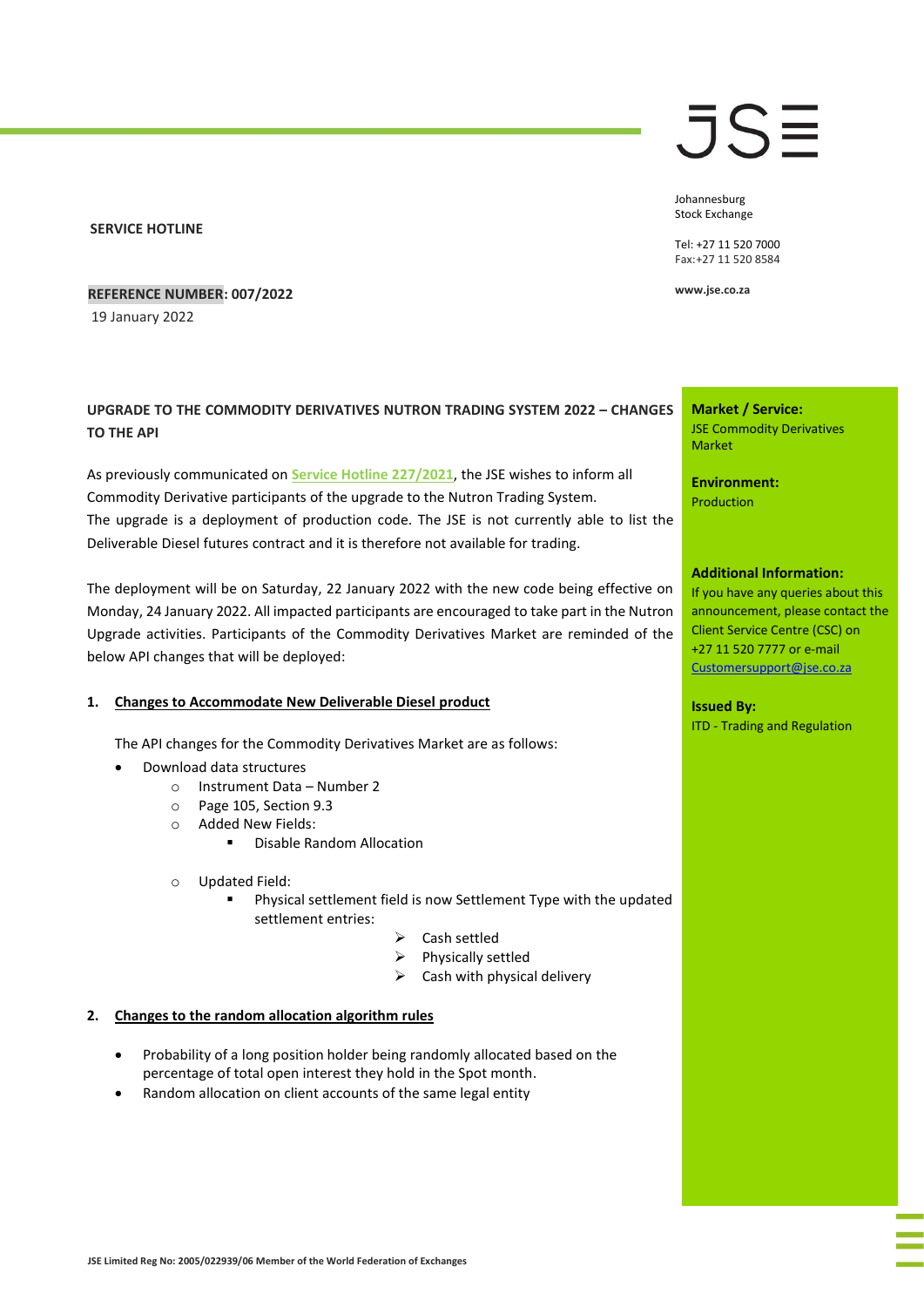JSE

Johannesburg
Stock Exchange

Tel: +27 11 520 7000
Fax:+27 11 520 8584

www.jse.co.za

**SERVICE HOTLINE**

**REFERENCE NUMBER: 007/2022**

19 January 2022

**Market / Service:**
JSE Commodity Derivatives Market

**Environment:**
Production

**Additional Information:**
If you have any queries about this announcement, please contact the Client Service Centre (CSC) on +27 11 520 7777 or e-mail Customersupport@jse.co.za

**Issued By:**
ITD - Trading and Regulation

## UPGRADE TO THE COMMODITY DERIVATIVES NUTRON TRADING SYSTEM 2022 – CHANGES TO THE API

As previously communicated on Service Hotline 227/2021, the JSE wishes to inform all Commodity Derivative participants of the upgrade to the Nutron Trading System. The upgrade is a deployment of production code. The JSE is not currently able to list the Deliverable Diesel futures contract and it is therefore not available for trading.

The deployment will be on Saturday, 22 January 2022 with the new code being effective on Monday, 24 January 2022. All impacted participants are encouraged to take part in the Nutron Upgrade activities. Participants of the Commodity Derivatives Market are reminded of the below API changes that will be deployed:

### 1. Changes to Accommodate New Deliverable Diesel product

The API changes for the Commodity Derivatives Market are as follows:

- Download data structures
  - Instrument Data – Number 2
  - Page 105, Section 9.3
  - Added New Fields:
    - Disable Random Allocation
  - Updated Field:
    - Physical settlement field is now Settlement Type with the updated settlement entries:
      - Cash settled
      - Physically settled
      - Cash with physical delivery

### 2. Changes to the random allocation algorithm rules

- Probability of a long position holder being randomly allocated based on the percentage of total open interest they hold in the Spot month.
- Random allocation on client accounts of the same legal entity

JSE Limited Reg No: 2005/022939/06 Member of the World Federation of Exchanges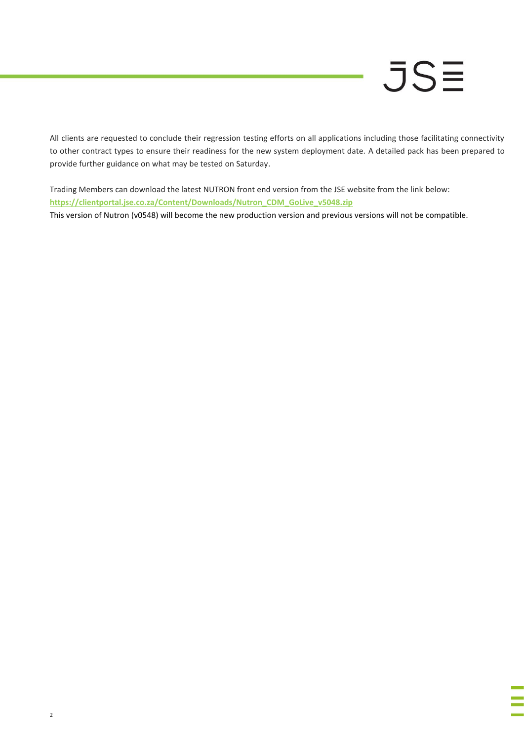All clients are requested to conclude their regression testing efforts on all applications including those facilitating connectivity to other contract types to ensure their readiness for the new system deployment date. A detailed pack has been prepared to provide further guidance on what may be tested on Saturday.

Trading Members can download the latest NUTRON front end version from the JSE website from the link below:
**https://clientportal.jse.co.za/Content/Downloads/Nutron_CDM_GoLive_v5048.zip**
This version of Nutron (v0548) will become the new production version and previous versions will not be compatible.